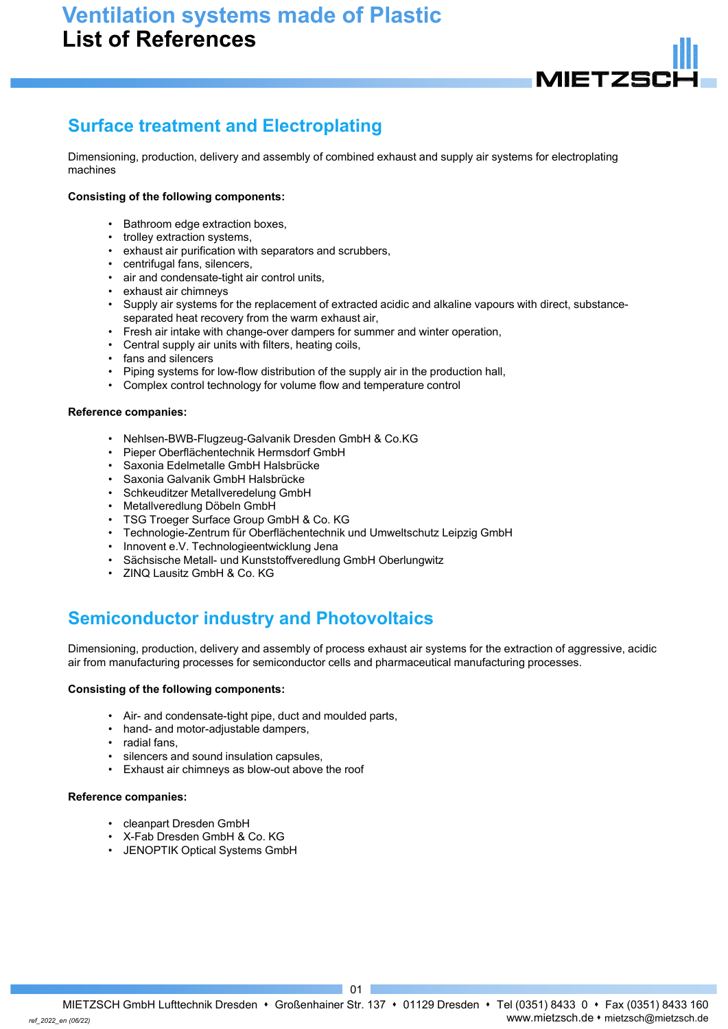# Ventilation systems made of Plastic
# List of References

## Surface treatment and Electroplating

Dimensioning, production, delivery and assembly of combined exhaust and supply air systems for electroplating machines

**Consisting of the following components:**

- Bathroom edge extraction boxes,
- trolley extraction systems,
- exhaust air purification with separators and scrubbers,
- centrifugal fans, silencers,
- air and condensate-tight air control units,
- exhaust air chimneys
- Supply air systems for the replacement of extracted acidic and alkaline vapours with direct, substance-separated heat recovery from the warm exhaust air,
- Fresh air intake with change-over dampers for summer and winter operation,
- Central supply air units with filters, heating coils,
- fans and silencers
- Piping systems for low-flow distribution of the supply air in the production hall,
- Complex control technology for volume flow and temperature control

**Reference companies:**

- Nehlsen-BWB-Flugzeug-Galvanik Dresden GmbH & Co.KG
- Pieper Oberflächentechnik Hermsdorf GmbH
- Saxonia Edelmetalle GmbH Halsbrücke
- Saxonia Galvanik GmbH Halsbrücke
- Schkeuditzer Metallveredelung GmbH
- Metallveredlung Döbeln GmbH
- TSG Troeger Surface Group GmbH & Co. KG
- Technologie-Zentrum für Oberflächentechnik und Umweltschutz Leipzig GmbH
- Innovent e.V. Technologieentwicklung Jena
- Sächsische Metall- und Kunststoffveredlung GmbH Oberlungwitz
- ZINQ Lausitz GmbH & Co. KG

## Semiconductor industry and Photovoltaics

Dimensioning, production, delivery and assembly of process exhaust air systems for the extraction of aggressive, acidic air from manufacturing processes for semiconductor cells and pharmaceutical manufacturing processes.

**Consisting of the following components:**

- Air- and condensate-tight pipe, duct and moulded parts,
- hand- and motor-adjustable dampers,
- radial fans,
- silencers and sound insulation capsules,
- Exhaust air chimneys as blow-out above the roof

**Reference companies:**

- cleanpart Dresden GmbH
- X-Fab Dresden GmbH & Co. KG
- JENOPTIK Optical Systems GmbH

MIETZSCH GmbH Lufttechnik Dresden • Großenhainer Str. 137 • 01129 Dresden • Tel (0351) 8433 0 • Fax (0351) 8433 160
www.mietzsch.de • mietzsch@mietzsch.de

ref_2022_en (06/22)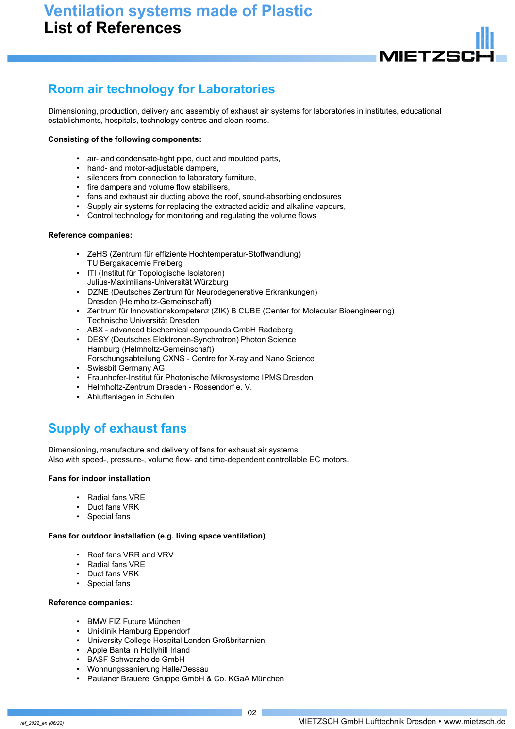# Ventilation systems made of Plastic
# List of References

## Room air technology for Laboratories

Dimensioning, production, delivery and assembly of exhaust air systems for laboratories in institutes, educational establishments, hospitals, technology centres and clean rooms.

**Consisting of the following components:**

- air- and condensate-tight pipe, duct and moulded parts,
- hand- and motor-adjustable dampers,
- silencers from connection to laboratory furniture,
- fire dampers and volume flow stabilisers,
- fans and exhaust air ducting above the roof, sound-absorbing enclosures
- Supply air systems for replacing the extracted acidic and alkaline vapours,
- Control technology for monitoring and regulating the volume flows

**Reference companies:**

- ZeHS (Zentrum für effiziente Hochtemperatur-Stoffwandlung)
  TU Bergakademie Freiberg
- ITI (Institut für Topologische Isolatoren)
  Julius-Maximilians-Universität Würzburg
- DZNE (Deutsches Zentrum für Neurodegenerative Erkrankungen)
  Dresden (Helmholtz-Gemeinschaft)
- Zentrum für Innovationskompetenz (ZIK) B CUBE (Center for Molecular Bioengineering)
  Technische Universität Dresden
- ABX - advanced biochemical compounds GmbH Radeberg
- DESY (Deutsches Elektronen-Synchrotron) Photon Science
  Hamburg (Helmholtz-Gemeinschaft)
  Forschungsabteilung CXNS - Centre for X-ray and Nano Science
- Swissbit Germany AG
- Fraunhofer-Institut für Photonische Mikrosysteme IPMS Dresden
- Helmholtz-Zentrum Dresden - Rossendorf e. V.
- Abluftanlagen in Schulen

## Supply of exhaust fans

Dimensioning, manufacture and delivery of fans for exhaust air systems.
Also with speed-, pressure-, volume flow- and time-dependent controllable EC motors.

**Fans for indoor installation**

- Radial fans VRE
- Duct fans VRK
- Special fans

**Fans for outdoor installation (e.g. living space ventilation)**

- Roof fans VRR and VRV
- Radial fans VRE
- Duct fans VRK
- Special fans

**Reference companies:**

- BMW FIZ Future München
- Uniklinik Hamburg Eppendorf
- University College Hospital London Großbritannien
- Apple Banta in Hollyhill Irland
- BASF Schwarzheide GmbH
- Wohnungssanierung Halle/Dessau
- Paulaner Brauerei Gruppe GmbH & Co. KGaA München